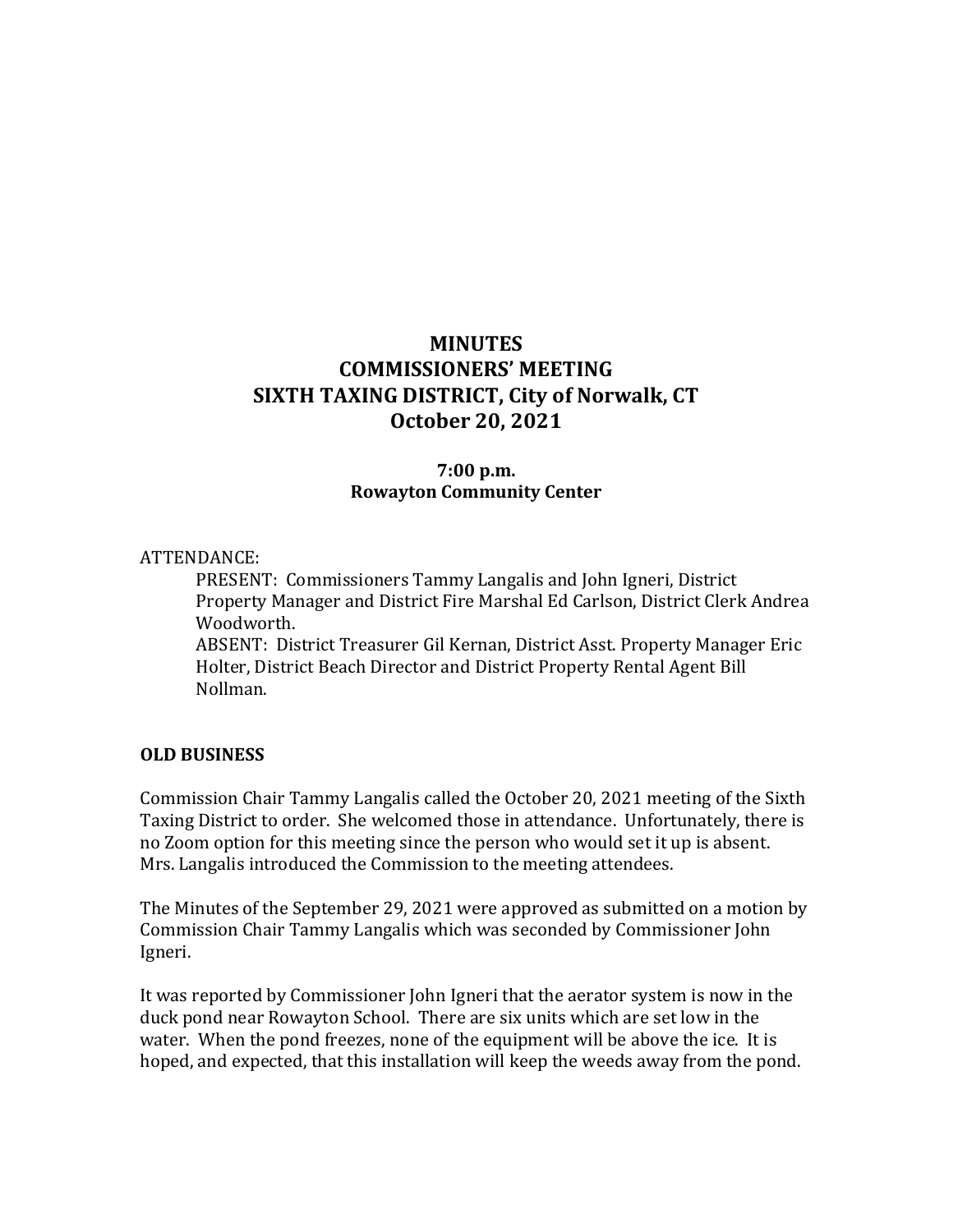# MINUTES
# COMMISSIONERS' MEETING
# SIXTH TAXING DISTRICT, City of Norwalk, CT
# October 20, 2021

**7:00 p.m.**
**Rowayton Community Center**

ATTENDANCE:

PRESENT: Commissioners Tammy Langalis and John Igneri, District Property Manager and District Fire Marshal Ed Carlson, District Clerk Andrea Woodworth.

ABSENT: District Treasurer Gil Kernan, District Asst. Property Manager Eric Holter, District Beach Director and District Property Rental Agent Bill Nollman.

**OLD BUSINESS**

Commission Chair Tammy Langalis called the October 20, 2021 meeting of the Sixth Taxing District to order. She welcomed those in attendance. Unfortunately, there is no Zoom option for this meeting since the person who would set it up is absent. Mrs. Langalis introduced the Commission to the meeting attendees.

The Minutes of the September 29, 2021 were approved as submitted on a motion by Commission Chair Tammy Langalis which was seconded by Commissioner John Igneri.

It was reported by Commissioner John Igneri that the aerator system is now in the duck pond near Rowayton School. There are six units which are set low in the water. When the pond freezes, none of the equipment will be above the ice. It is hoped, and expected, that this installation will keep the weeds away from the pond.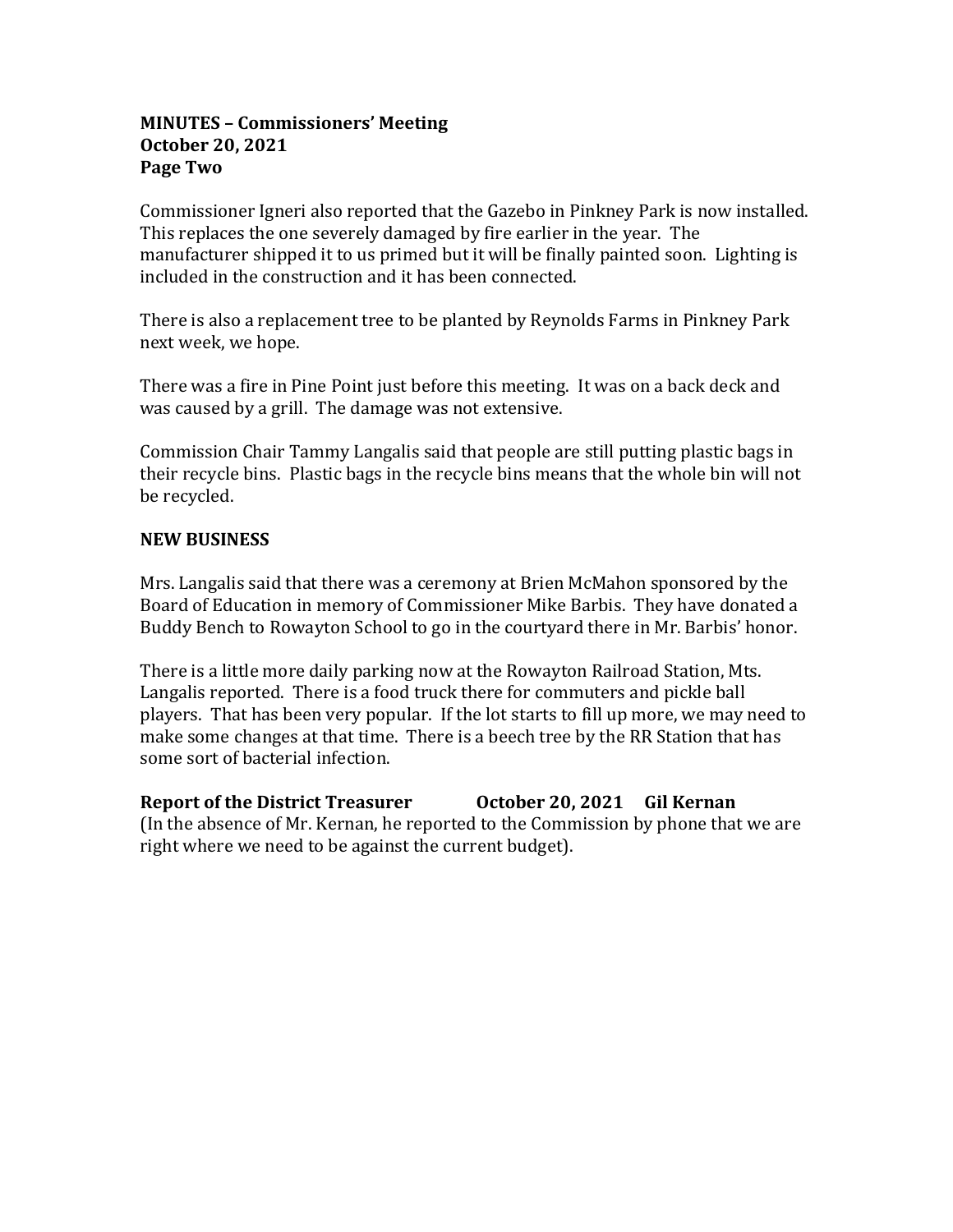**MINUTES – Commissioners' Meeting**
**October 20, 2021**
**Page Two**

Commissioner Igneri also reported that the Gazebo in Pinkney Park is now installed. This replaces the one severely damaged by fire earlier in the year. The manufacturer shipped it to us primed but it will be finally painted soon. Lighting is included in the construction and it has been connected.

There is also a replacement tree to be planted by Reynolds Farms in Pinkney Park next week, we hope.

There was a fire in Pine Point just before this meeting. It was on a back deck and was caused by a grill. The damage was not extensive.

Commission Chair Tammy Langalis said that people are still putting plastic bags in their recycle bins. Plastic bags in the recycle bins means that the whole bin will not be recycled.

**NEW BUSINESS**

Mrs. Langalis said that there was a ceremony at Brien McMahon sponsored by the Board of Education in memory of Commissioner Mike Barbis. They have donated a Buddy Bench to Rowayton School to go in the courtyard there in Mr. Barbis' honor.

There is a little more daily parking now at the Rowayton Railroad Station, Mts. Langalis reported. There is a food truck there for commuters and pickle ball players. That has been very popular. If the lot starts to fill up more, we may need to make some changes at that time. There is a beech tree by the RR Station that has some sort of bacterial infection.

**Report of the District Treasurer October 20, 2021 Gil Kernan**
(In the absence of Mr. Kernan, he reported to the Commission by phone that we are right where we need to be against the current budget).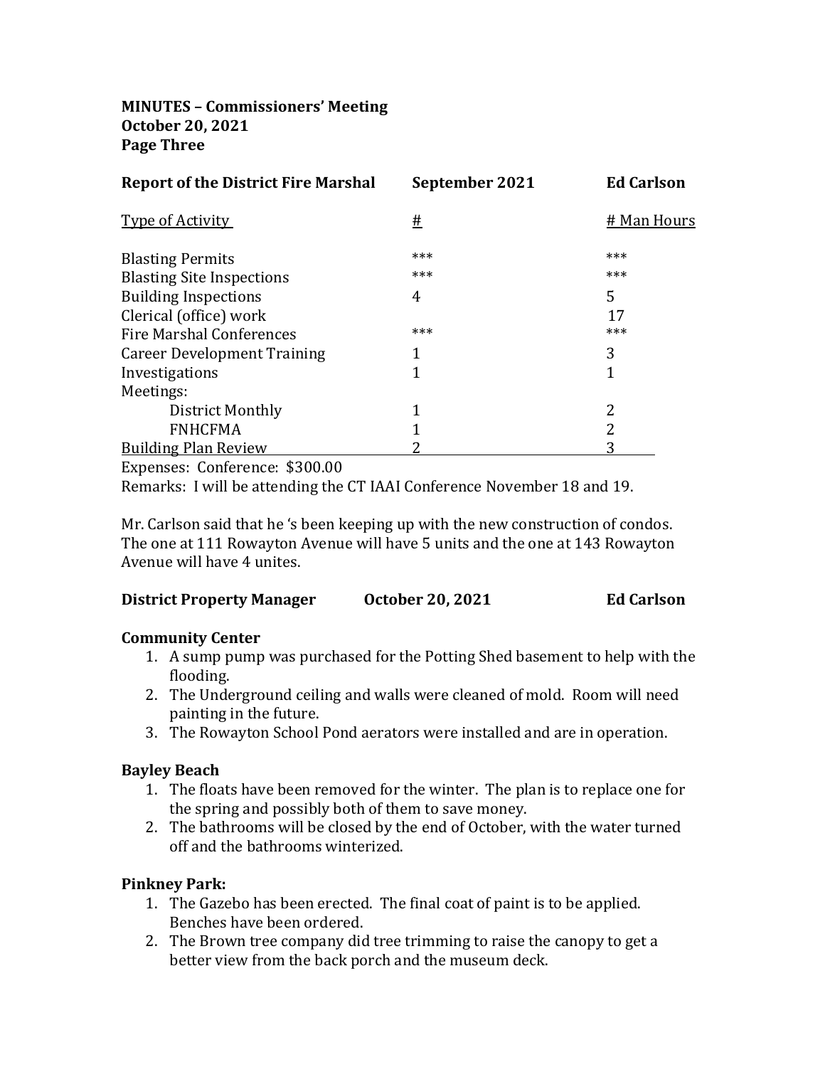**MINUTES – Commissioners' Meeting**
**October 20, 2021**
**Page Three**

| **Report of the District Fire Marshal** | **September 2021** | **Ed Carlson** |
|---|---|---|
| Type of Activity | # | # Man Hours |
| Blasting Permits | *** | *** |
| Blasting Site Inspections | *** | *** |
| Building Inspections | 4 | 5 |
| Clerical (office) work | | 17 |
| Fire Marshal Conferences | *** | *** |
| Career Development Training | 1 | 3 |
| Investigations | 1 | 1 |
| Meetings: | | |
| District Monthly | 1 | 2 |
| FNHCFMA | 1 | 2 |
| Building Plan Review | 2 | 3 |

Expenses: Conference: $300.00

Remarks: I will be attending the CT IAAI Conference November 18 and 19.

Mr. Carlson said that he 's been keeping up with the new construction of condos. The one at 111 Rowayton Avenue will have 5 units and the one at 143 Rowayton Avenue will have 4 unites.

**District Property Manager October 20, 2021 Ed Carlson**

**Community Center**

1. A sump pump was purchased for the Potting Shed basement to help with the flooding.
2. The Underground ceiling and walls were cleaned of mold. Room will need painting in the future.
3. The Rowayton School Pond aerators were installed and are in operation.

**Bayley Beach**

1. The floats have been removed for the winter. The plan is to replace one for the spring and possibly both of them to save money.
2. The bathrooms will be closed by the end of October, with the water turned off and the bathrooms winterized.

**Pinkney Park:**

1. The Gazebo has been erected. The final coat of paint is to be applied. Benches have been ordered.
2. The Brown tree company did tree trimming to raise the canopy to get a better view from the back porch and the museum deck.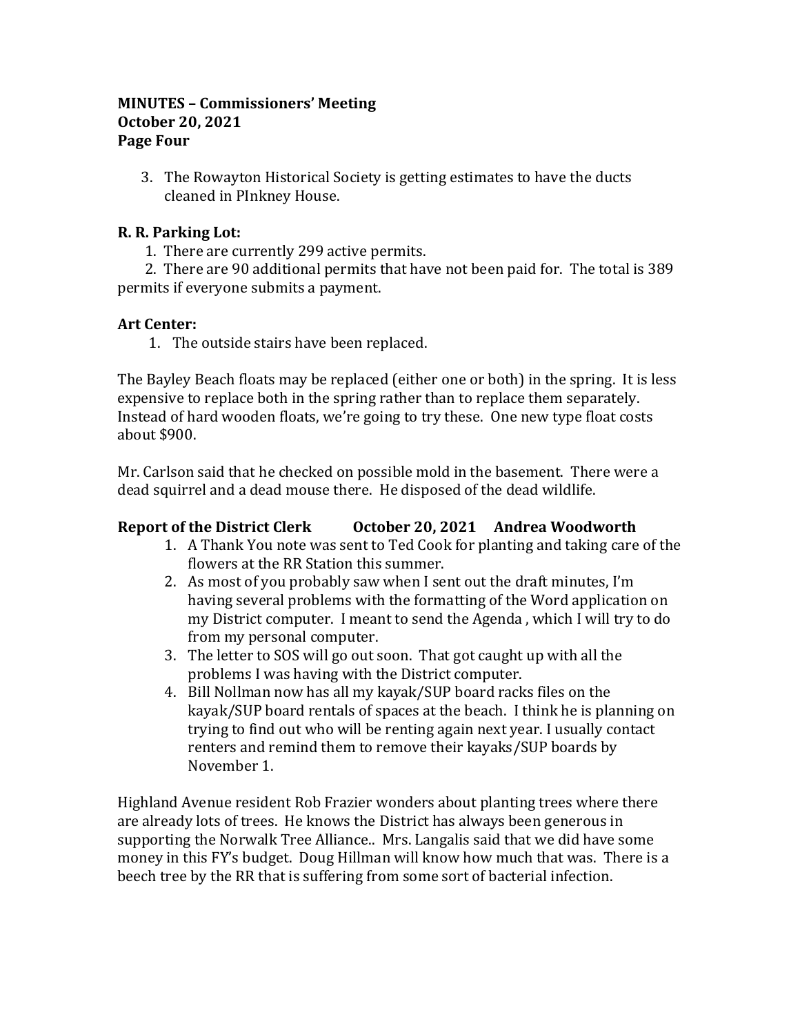**MINUTES – Commissioners' Meeting**
**October 20, 2021**
**Page Four**

3. The Rowayton Historical Society is getting estimates to have the ducts cleaned in PInkney House.

**R. R. Parking Lot:**

1. There are currently 299 active permits.
2. There are 90 additional permits that have not been paid for. The total is 389 permits if everyone submits a payment.

**Art Center:**

1. The outside stairs have been replaced.

The Bayley Beach floats may be replaced (either one or both) in the spring. It is less expensive to replace both in the spring rather than to replace them separately. Instead of hard wooden floats, we're going to try these. One new type float costs about $900.

Mr. Carlson said that he checked on possible mold in the basement. There were a dead squirrel and a dead mouse there. He disposed of the dead wildlife.

**Report of the District Clerk October 20, 2021 Andrea Woodworth**

1. A Thank You note was sent to Ted Cook for planting and taking care of the flowers at the RR Station this summer.
2. As most of you probably saw when I sent out the draft minutes, I'm having several problems with the formatting of the Word application on my District computer. I meant to send the Agenda , which I will try to do from my personal computer.
3. The letter to SOS will go out soon. That got caught up with all the problems I was having with the District computer.
4. Bill Nollman now has all my kayak/SUP board racks files on the kayak/SUP board rentals of spaces at the beach. I think he is planning on trying to find out who will be renting again next year. I usually contact renters and remind them to remove their kayaks/SUP boards by November 1.

Highland Avenue resident Rob Frazier wonders about planting trees where there are already lots of trees. He knows the District has always been generous in supporting the Norwalk Tree Alliance.. Mrs. Langalis said that we did have some money in this FY's budget. Doug Hillman will know how much that was. There is a beech tree by the RR that is suffering from some sort of bacterial infection.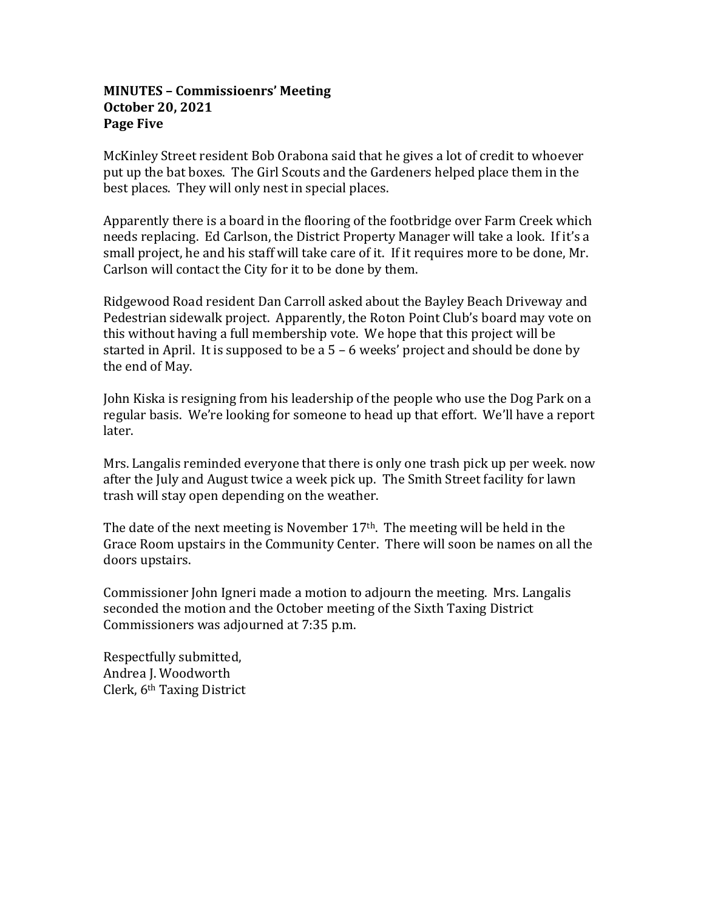**MINUTES – Commissioenrs' Meeting**
**October 20, 2021**
**Page Five**

McKinley Street resident Bob Orabona said that he gives a lot of credit to whoever put up the bat boxes. The Girl Scouts and the Gardeners helped place them in the best places. They will only nest in special places.

Apparently there is a board in the flooring of the footbridge over Farm Creek which needs replacing. Ed Carlson, the District Property Manager will take a look. If it's a small project, he and his staff will take care of it. If it requires more to be done, Mr. Carlson will contact the City for it to be done by them.

Ridgewood Road resident Dan Carroll asked about the Bayley Beach Driveway and Pedestrian sidewalk project. Apparently, the Roton Point Club's board may vote on this without having a full membership vote. We hope that this project will be started in April. It is supposed to be a 5 – 6 weeks' project and should be done by the end of May.

John Kiska is resigning from his leadership of the people who use the Dog Park on a regular basis. We're looking for someone to head up that effort. We'll have a report later.

Mrs. Langalis reminded everyone that there is only one trash pick up per week. now after the July and August twice a week pick up. The Smith Street facility for lawn trash will stay open depending on the weather.

The date of the next meeting is November 17th. The meeting will be held in the Grace Room upstairs in the Community Center. There will soon be names on all the doors upstairs.

Commissioner John Igneri made a motion to adjourn the meeting. Mrs. Langalis seconded the motion and the October meeting of the Sixth Taxing District Commissioners was adjourned at 7:35 p.m.

Respectfully submitted,
Andrea J. Woodworth
Clerk, 6th Taxing District